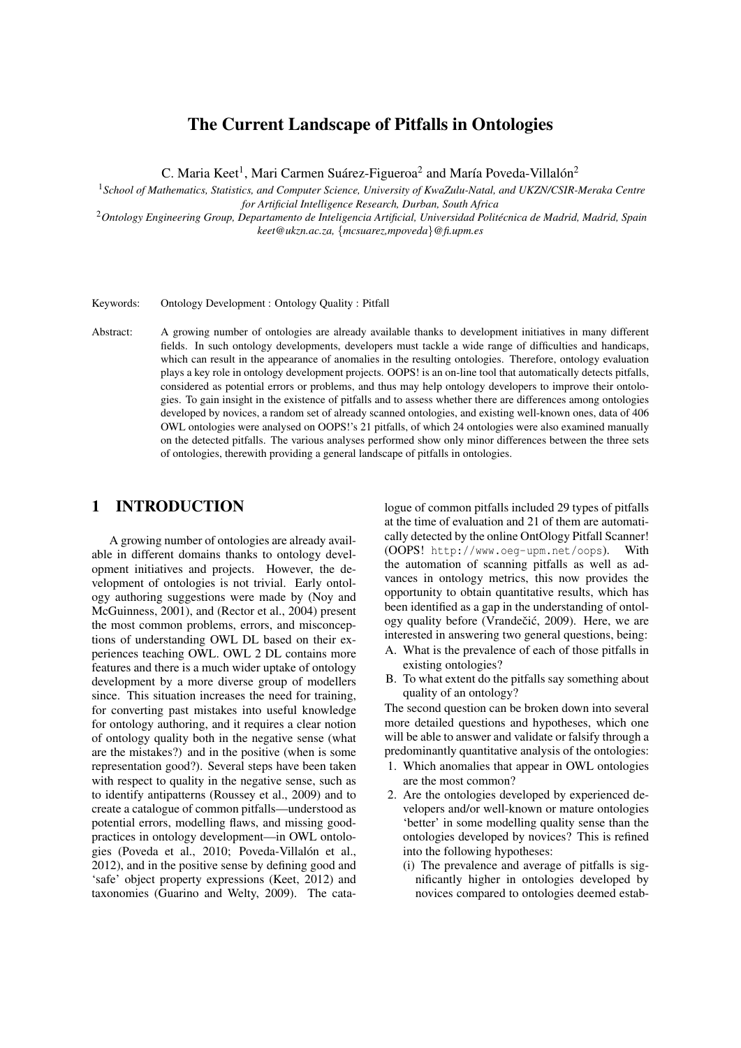# The Current Landscape of Pitfalls in Ontologies

C. Maria Keet[1], Mari Carmen Suárez-Figueroa[2] and María Poveda-Villalón[2]

[1]*School of Mathematics, Statistics, and Computer Science, University of KwaZulu-Natal, and UKZN/CSIR-Meraka Centre for Artificial Intelligence Research, Durban, South Africa*

[2]*Ontology Engineering Group, Departamento de Inteligencia Artificial, Universidad Politécnica de Madrid, Madrid, Spain*

*keet@ukzn.ac.za, {mcsuarez,mpoveda}@fi.upm.es*

Keywords: Ontology Development : Ontology Quality : Pitfall

Abstract: A growing number of ontologies are already available thanks to development initiatives in many different fields. In such ontology developments, developers must tackle a wide range of difficulties and handicaps, which can result in the appearance of anomalies in the resulting ontologies. Therefore, ontology evaluation plays a key role in ontology development projects. OOPS! is an on-line tool that automatically detects pitfalls, considered as potential errors or problems, and thus may help ontology developers to improve their ontologies. To gain insight in the existence of pitfalls and to assess whether there are differences among ontologies developed by novices, a random set of already scanned ontologies, and existing well-known ones, data of 406 OWL ontologies were analysed on OOPS!'s 21 pitfalls, of which 24 ontologies were also examined manually on the detected pitfalls. The various analyses performed show only minor differences between the three sets of ontologies, therewith providing a general landscape of pitfalls in ontologies.

## 1 INTRODUCTION

A growing number of ontologies are already available in different domains thanks to ontology development initiatives and projects. However, the development of ontologies is not trivial. Early ontology authoring suggestions were made by (Noy and McGuinness, 2001), and (Rector et al., 2004) present the most common problems, errors, and misconceptions of understanding OWL DL based on their experiences teaching OWL. OWL 2 DL contains more features and there is a much wider uptake of ontology development by a more diverse group of modellers since. This situation increases the need for training, for converting past mistakes into useful knowledge for ontology authoring, and it requires a clear notion of ontology quality both in the negative sense (what are the mistakes?) and in the positive (when is some representation good?). Several steps have been taken with respect to quality in the negative sense, such as to identify antipatterns (Roussey et al., 2009) and to create a catalogue of common pitfalls—understood as potential errors, modelling flaws, and missing good-practices in ontology development—in OWL ontologies (Poveda et al., 2010; Poveda-Villalón et al., 2012), and in the positive sense by defining good and 'safe' object property expressions (Keet, 2012) and taxonomies (Guarino and Welty, 2009). The catalogue of common pitfalls included 29 types of pitfalls at the time of evaluation and 21 of them are automatically detected by the online OntOlogy Pitfall Scanner! (OOPS! `http://www.oeg-upm.net/oops`). With the automation of scanning pitfalls as well as advances in ontology metrics, this now provides the opportunity to obtain quantitative results, which has been identified as a gap in the understanding of ontology quality before (Vrandečić, 2009). Here, we are interested in answering two general questions, being:

A. What is the prevalence of each of those pitfalls in existing ontologies?
B. To what extent do the pitfalls say something about quality of an ontology?

The second question can be broken down into several more detailed questions and hypotheses, which one will be able to answer and validate or falsify through a predominantly quantitative analysis of the ontologies:

1. Which anomalies that appear in OWL ontologies are the most common?
2. Are the ontologies developed by experienced developers and/or well-known or mature ontologies 'better' in some modelling quality sense than the ontologies developed by novices? This is refined into the following hypotheses:
   (i) The prevalence and average of pitfalls is significantly higher in ontologies developed by novices compared to ontologies deemed estab-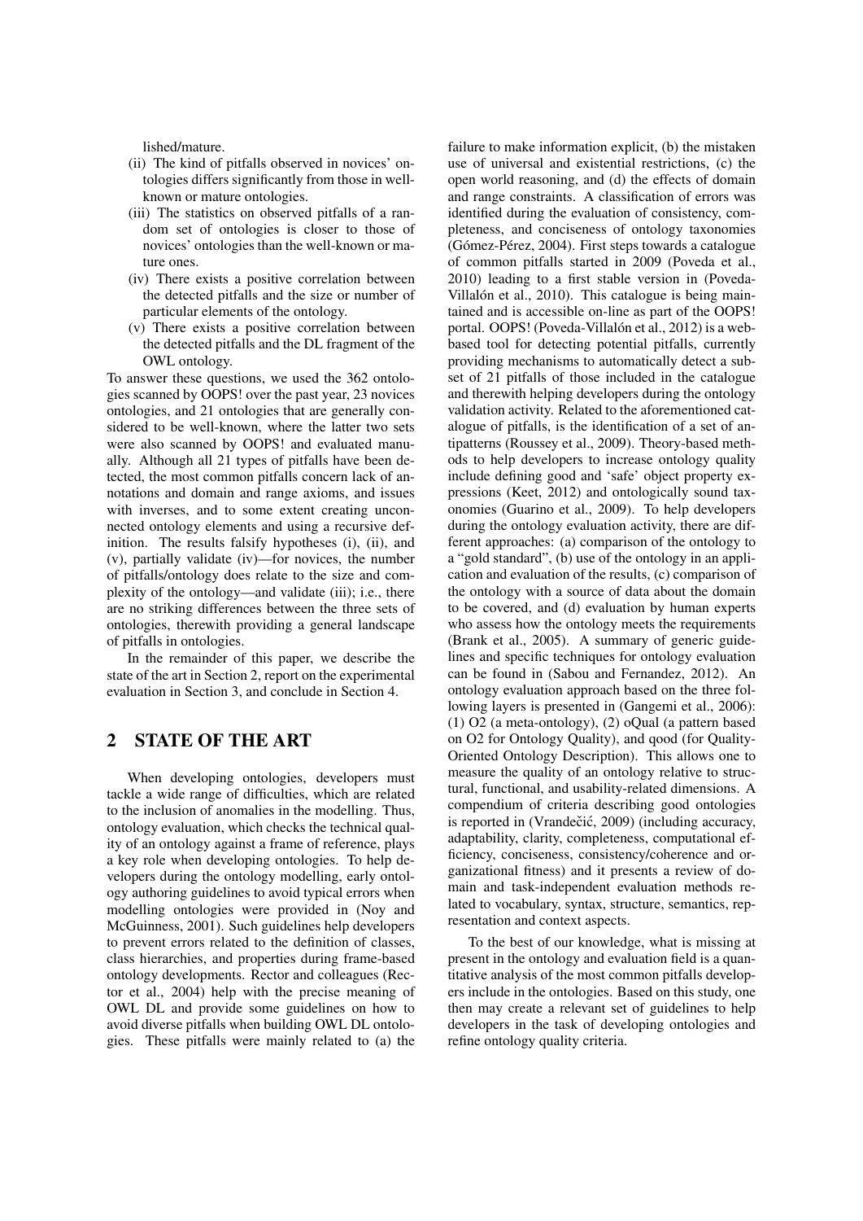lished/mature.

(ii) The kind of pitfalls observed in novices' ontologies differs significantly from those in well-known or mature ontologies.

(iii) The statistics on observed pitfalls of a random set of ontologies is closer to those of novices' ontologies than the well-known or mature ones.

(iv) There exists a positive correlation between the detected pitfalls and the size or number of particular elements of the ontology.

(v) There exists a positive correlation between the detected pitfalls and the DL fragment of the OWL ontology.

To answer these questions, we used the 362 ontologies scanned by OOPS! over the past year, 23 novices ontologies, and 21 ontologies that are generally considered to be well-known, where the latter two sets were also scanned by OOPS! and evaluated manually. Although all 21 types of pitfalls have been detected, the most common pitfalls concern lack of annotations and domain and range axioms, and issues with inverses, and to some extent creating unconnected ontology elements and using a recursive definition. The results falsify hypotheses (i), (ii), and (v), partially validate (iv)—for novices, the number of pitfalls/ontology does relate to the size and complexity of the ontology—and validate (iii); i.e., there are no striking differences between the three sets of ontologies, therewith providing a general landscape of pitfalls in ontologies.

In the remainder of this paper, we describe the state of the art in Section 2, report on the experimental evaluation in Section 3, and conclude in Section 4.

## 2 STATE OF THE ART

When developing ontologies, developers must tackle a wide range of difficulties, which are related to the inclusion of anomalies in the modelling. Thus, ontology evaluation, which checks the technical quality of an ontology against a frame of reference, plays a key role when developing ontologies. To help developers during the ontology modelling, early ontology authoring guidelines to avoid typical errors when modelling ontologies were provided in (Noy and McGuinness, 2001). Such guidelines help developers to prevent errors related to the definition of classes, class hierarchies, and properties during frame-based ontology developments. Rector and colleagues (Rector et al., 2004) help with the precise meaning of OWL DL and provide some guidelines on how to avoid diverse pitfalls when building OWL DL ontologies. These pitfalls were mainly related to (a) the failure to make information explicit, (b) the mistaken use of universal and existential restrictions, (c) the open world reasoning, and (d) the effects of domain and range constraints. A classification of errors was identified during the evaluation of consistency, completeness, and conciseness of ontology taxonomies (Gómez-Pérez, 2004). First steps towards a catalogue of common pitfalls started in 2009 (Poveda et al., 2010) leading to a first stable version in (Poveda-Villalón et al., 2010). This catalogue is being maintained and is accessible on-line as part of the OOPS! portal. OOPS! (Poveda-Villalón et al., 2012) is a web-based tool for detecting potential pitfalls, currently providing mechanisms to automatically detect a subset of 21 pitfalls of those included in the catalogue and therewith helping developers during the ontology validation activity. Related to the aforementioned catalogue of pitfalls, is the identification of a set of antipatterns (Roussey et al., 2009). Theory-based methods to help developers to increase ontology quality include defining good and 'safe' object property expressions (Keet, 2012) and ontologically sound taxonomies (Guarino et al., 2009). To help developers during the ontology evaluation activity, there are different approaches: (a) comparison of the ontology to a "gold standard", (b) use of the ontology in an application and evaluation of the results, (c) comparison of the ontology with a source of data about the domain to be covered, and (d) evaluation by human experts who assess how the ontology meets the requirements (Brank et al., 2005). A summary of generic guidelines and specific techniques for ontology evaluation can be found in (Sabou and Fernandez, 2012). An ontology evaluation approach based on the three following layers is presented in (Gangemi et al., 2006): (1) O2 (a meta-ontology), (2) oQual (a pattern based on O2 for Ontology Quality), and qood (for Quality-Oriented Ontology Description). This allows one to measure the quality of an ontology relative to structural, functional, and usability-related dimensions. A compendium of criteria describing good ontologies is reported in (Vrandečić, 2009) (including accuracy, adaptability, clarity, completeness, computational efficiency, conciseness, consistency/coherence and organizational fitness) and it presents a review of domain and task-independent evaluation methods related to vocabulary, syntax, structure, semantics, representation and context aspects.

To the best of our knowledge, what is missing at present in the ontology and evaluation field is a quantitative analysis of the most common pitfalls developers include in the ontologies. Based on this study, one then may create a relevant set of guidelines to help developers in the task of developing ontologies and refine ontology quality criteria.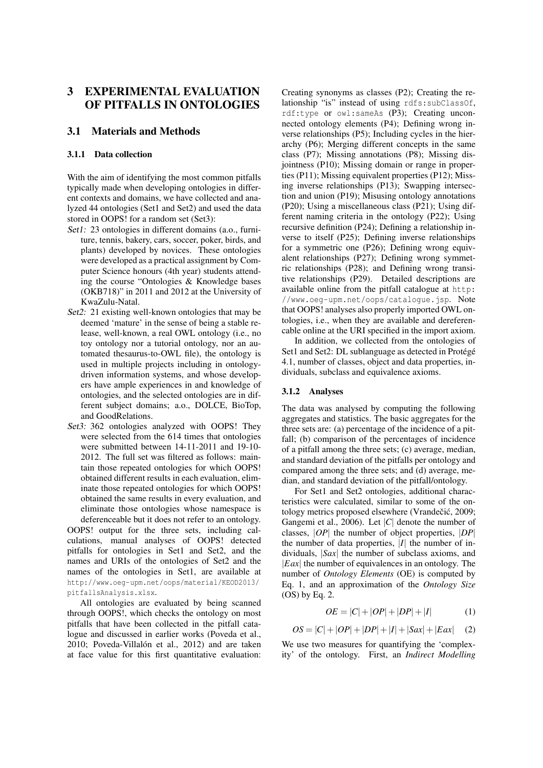# 3 EXPERIMENTAL EVALUATION OF PITFALLS IN ONTOLOGIES

## 3.1 Materials and Methods

### 3.1.1 Data collection

With the aim of identifying the most common pitfalls typically made when developing ontologies in different contexts and domains, we have collected and analyzed 44 ontologies (Set1 and Set2) and used the data stored in OOPS! for a random set (Set3):

*Set1:* 23 ontologies in different domains (a.o., furniture, tennis, bakery, cars, soccer, poker, birds, and plants) developed by novices. These ontologies were developed as a practical assignment by Computer Science honours (4th year) students attending the course "Ontologies & Knowledge bases (OKB718)" in 2011 and 2012 at the University of KwaZulu-Natal.

*Set2:* 21 existing well-known ontologies that may be deemed 'mature' in the sense of being a stable release, well-known, a real OWL ontology (i.e., no toy ontology nor a tutorial ontology, nor an automated thesaurus-to-OWL file), the ontology is used in multiple projects including in ontology-driven information systems, and whose developers have ample experiences in and knowledge of ontologies, and the selected ontologies are in different subject domains; a.o., DOLCE, BioTop, and GoodRelations.

*Set3:* 362 ontologies analyzed with OOPS! They were selected from the 614 times that ontologies were submitted between 14-11-2011 and 19-10-2012. The full set was filtered as follows: maintain those repeated ontologies for which OOPS! obtained different results in each evaluation, eliminate those repeated ontologies for which OOPS! obtained the same results in every evaluation, and eliminate those ontologies whose namespace is deferenceable but it does not refer to an ontology.

OOPS! output for the three sets, including calculations, manual analyses of OOPS! detected pitfalls for ontologies in Set1 and Set2, and the names and URIs of the ontologies of Set2 and the names of the ontologies in Set1, are available at `http://www.oeg-upm.net/oops/material/KEOD2013/pitfallsAnalysis.xlsx`.

All ontologies are evaluated by being scanned through OOPS!, which checks the ontology on most pitfalls that have been collected in the pitfall catalogue and discussed in earlier works (Poveda et al., 2010; Poveda-Villalón et al., 2012) and are taken at face value for this first quantitative evaluation: Creating synonyms as classes (P2); Creating the relationship "is" instead of using `rdfs:subClassOf`, `rdf:type` or `owl:sameAs` (P3); Creating unconnected ontology elements (P4); Defining wrong inverse relationships (P5); Including cycles in the hierarchy (P6); Merging different concepts in the same class (P7); Missing annotations (P8); Missing disjointness (P10); Missing domain or range in properties (P11); Missing equivalent properties (P12); Missing inverse relationships (P13); Swapping intersection and union (P19); Misusing ontology annotations (P20); Using a miscellaneous class (P21); Using different naming criteria in the ontology (P22); Using recursive definition (P24); Defining a relationship inverse to itself (P25); Defining inverse relationships for a symmetric one (P26); Defining wrong equivalent relationships (P27); Defining wrong symmetric relationships (P28); and Defining wrong transitive relationships (P29). Detailed descriptions are available online from the pitfall catalogue at `http://www.oeg-upm.net/oops/catalogue.jsp`. Note that OOPS! analyses also properly imported OWL ontologies, i.e., when they are available and dereferencable online at the URI specified in the import axiom.

In addition, we collected from the ontologies of Set1 and Set2: DL sublanguage as detected in Protégé 4.1, number of classes, object and data properties, individuals, subclass and equivalence axioms.

### 3.1.2 Analyses

The data was analysed by computing the following aggregates and statistics. The basic aggregates for the three sets are: (a) percentage of the incidence of a pitfall; (b) comparison of the percentages of incidence of a pitfall among the three sets; (c) average, median, and standard deviation of the pitfalls per ontology and compared among the three sets; and (d) average, median, and standard deviation of the pitfall/ontology.

For Set1 and Set2 ontologies, additional characteristics were calculated, similar to some of the ontology metrics proposed elsewhere (Vrandečić, 2009; Gangemi et al., 2006). Let $|C|$ denote the number of classes, $|OP|$ the number of object properties, $|DP|$ the number of data properties, $|I|$ the number of individuals, $|Sax|$ the number of subclass axioms, and $|Eax|$ the number of equivalences in an ontology. The number of *Ontology Elements* (OE) is computed by Eq. 1, and an approximation of the *Ontology Size* (OS) by Eq. 2.

$$OE = |C| + |OP| + |DP| + |I| \quad (1)$$

$$OS = |C| + |OP| + |DP| + |I| + |Sax| + |Eax| \quad (2)$$

We use two measures for quantifying the 'complexity' of the ontology. First, an *Indirect Modelling*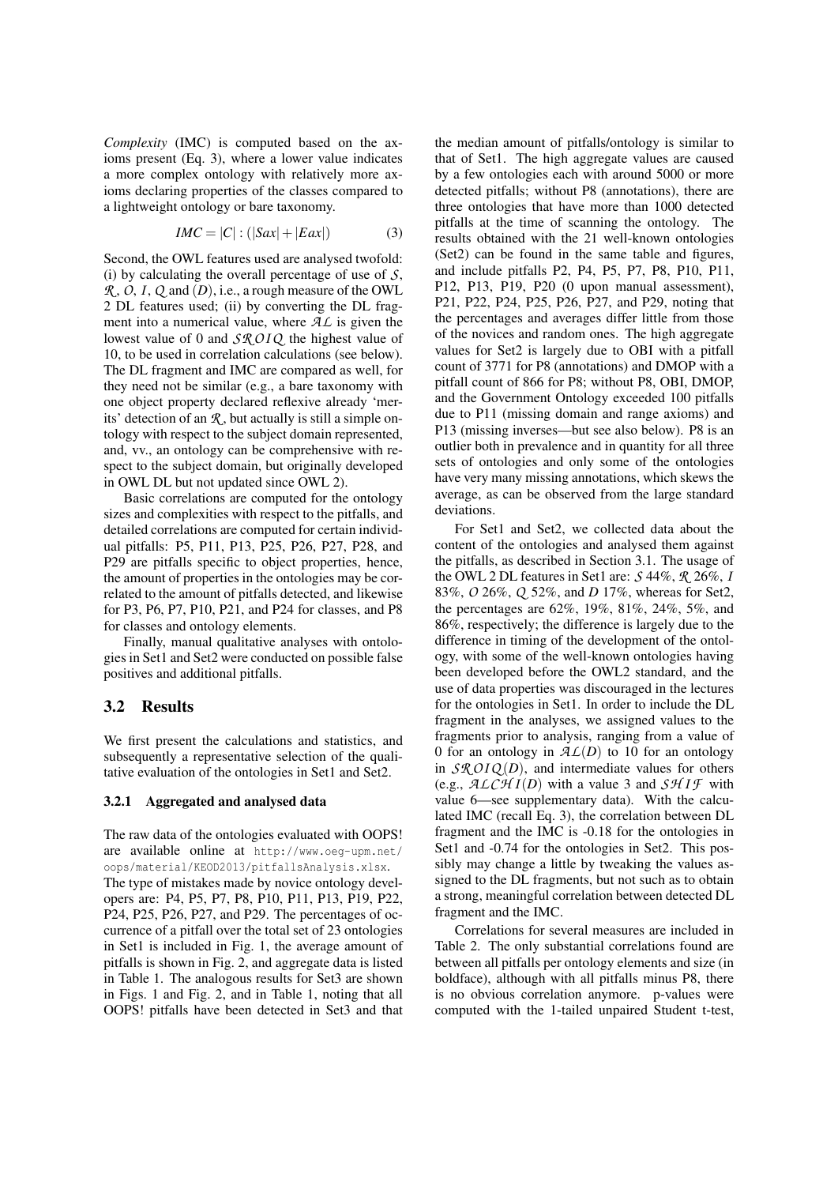*Complexity* (IMC) is computed based on the axioms present (Eq. 3), where a lower value indicates a more complex ontology with relatively more axioms declaring properties of the classes compared to a lightweight ontology or bare taxonomy.

$$IMC = |C| : (|Sax| + |Eax|) \tag{3}$$

Second, the OWL features used are analysed twofold: (i) by calculating the overall percentage of use of $\mathcal{S}$, $\mathcal{R}$, $\mathcal{O}$, $\mathcal{I}$, $\mathcal{Q}$ and $(\mathcal{D})$, i.e., a rough measure of the OWL 2 DL features used; (ii) by converting the DL fragment into a numerical value, where $\mathcal{AL}$ is given the lowest value of 0 and $\mathcal{SROIQ}$ the highest value of 10, to be used in correlation calculations (see below). The DL fragment and IMC are compared as well, for they need not be similar (e.g., a bare taxonomy with one object property declared reflexive already 'merits' detection of an $\mathcal{R}$, but actually is still a simple ontology with respect to the subject domain represented, and, vv., an ontology can be comprehensive with respect to the subject domain, but originally developed in OWL DL but not updated since OWL 2).

Basic correlations are computed for the ontology sizes and complexities with respect to the pitfalls, and detailed correlations are computed for certain individual pitfalls: P5, P11, P13, P25, P26, P27, P28, and P29 are pitfalls specific to object properties, hence, the amount of properties in the ontologies may be correlated to the amount of pitfalls detected, and likewise for P3, P6, P7, P10, P21, and P24 for classes, and P8 for classes and ontology elements.

Finally, manual qualitative analyses with ontologies in Set1 and Set2 were conducted on possible false positives and additional pitfalls.

## 3.2 Results

We first present the calculations and statistics, and subsequently a representative selection of the qualitative evaluation of the ontologies in Set1 and Set2.

### 3.2.1 Aggregated and analysed data

The raw data of the ontologies evaluated with OOPS! are available online at `http://www.oeg-upm.net/oops/material/KEOD2013/pitfallsAnalysis.xlsx`. The type of mistakes made by novice ontology developers are: P4, P5, P7, P8, P10, P11, P13, P19, P22, P24, P25, P26, P27, and P29. The percentages of occurrence of a pitfall over the total set of 23 ontologies in Set1 is included in Fig. 1, the average amount of pitfalls is shown in Fig. 2, and aggregate data is listed in Table 1. The analogous results for Set3 are shown in Figs. 1 and Fig. 2, and in Table 1, noting that all OOPS! pitfalls have been detected in Set3 and that the median amount of pitfalls/ontology is similar to that of Set1. The high aggregate values are caused by a few ontologies each with around 5000 or more detected pitfalls; without P8 (annotations), there are three ontologies that have more than 1000 detected pitfalls at the time of scanning the ontology. The results obtained with the 21 well-known ontologies (Set2) can be found in the same table and figures, and include pitfalls P2, P4, P5, P7, P8, P10, P11, P12, P13, P19, P20 (0 upon manual assessment), P21, P22, P24, P25, P26, P27, and P29, noting that the percentages and averages differ little from those of the novices and random ones. The high aggregate values for Set2 is largely due to OBI with a pitfall count of 3771 for P8 (annotations) and DMOP with a pitfall count of 866 for P8; without P8, OBI, DMOP, and the Government Ontology exceeded 100 pitfalls due to P11 (missing domain and range axioms) and P13 (missing inverses—but see also below). P8 is an outlier both in prevalence and in quantity for all three sets of ontologies and only some of the ontologies have very many missing annotations, which skews the average, as can be observed from the large standard deviations.

For Set1 and Set2, we collected data about the content of the ontologies and analysed them against the pitfalls, as described in Section 3.1. The usage of the OWL 2 DL features in Set1 are: $\mathcal{S}$ 44%, $\mathcal{R}$ 26%, $\mathcal{I}$ 83%, $\mathcal{O}$ 26%, $\mathcal{Q}$ 52%, and $D$ 17%, whereas for Set2, the percentages are 62%, 19%, 81%, 24%, 5%, and 86%, respectively; the difference is largely due to the difference in timing of the development of the ontology, with some of the well-known ontologies having been developed before the OWL2 standard, and the use of data properties was discouraged in the lectures for the ontologies in Set1. In order to include the DL fragment in the analyses, we assigned values to the fragments prior to analysis, ranging from a value of 0 for an ontology in $\mathcal{AL}(D)$ to 10 for an ontology in $\mathcal{SROIQ}(D)$, and intermediate values for others (e.g., $\mathcal{ALCHI}(D)$ with a value 3 and $\mathcal{SHIF}$ with value 6—see supplementary data). With the calculated IMC (recall Eq. 3), the correlation between DL fragment and the IMC is -0.18 for the ontologies in Set1 and -0.74 for the ontologies in Set2. This possibly may change a little by tweaking the values assigned to the DL fragments, but not such as to obtain a strong, meaningful correlation between detected DL fragment and the IMC.

Correlations for several measures are included in Table 2. The only substantial correlations found are between all pitfalls per ontology elements and size (in boldface), although with all pitfalls minus P8, there is no obvious correlation anymore. p-values were computed with the 1-tailed unpaired Student t-test,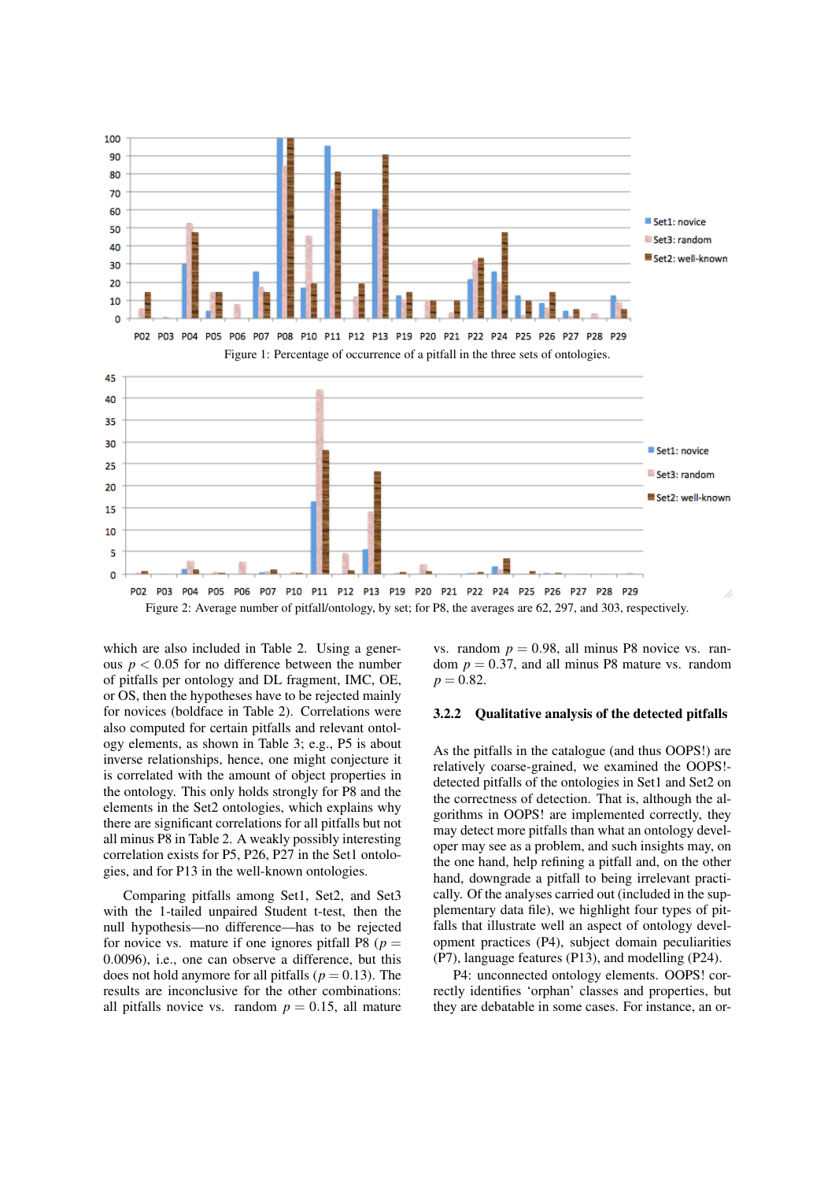Figure 1: Percentage of occurrence of a pitfall in the three sets of ontologies.

Figure 2: Average number of pitfall/ontology, by set; for P8, the averages are 62, 297, and 303, respectively.

which are also included in Table 2. Using a generous $p < 0.05$ for no difference between the number of pitfalls per ontology and DL fragment, IMC, OE, or OS, then the hypotheses have to be rejected mainly for novices (boldface in Table 2). Correlations were also computed for certain pitfalls and relevant ontology elements, as shown in Table 3; e.g., P5 is about inverse relationships, hence, one might conjecture it is correlated with the amount of object properties in the ontology. This only holds strongly for P8 and the elements in the Set2 ontologies, which explains why there are significant correlations for all pitfalls but not all minus P8 in Table 2. A weakly possibly interesting correlation exists for P5, P26, P27 in the Set1 ontologies, and for P13 in the well-known ontologies.

Comparing pitfalls among Set1, Set2, and Set3 with the 1-tailed unpaired Student t-test, then the null hypothesis—no difference—has to be rejected for novice vs. mature if one ignores pitfall P8 ($p = 0.0096$), i.e., one can observe a difference, but this does not hold anymore for all pitfalls ($p = 0.13$). The results are inconclusive for the other combinations: all pitfalls novice vs. random $p = 0.15$, all mature vs. random $p = 0.98$, all minus P8 novice vs. random $p = 0.37$, and all minus P8 mature vs. random $p = 0.82$.

### 3.2.2 Qualitative analysis of the detected pitfalls

As the pitfalls in the catalogue (and thus OOPS!) are relatively coarse-grained, we examined the OOPS!-detected pitfalls of the ontologies in Set1 and Set2 on the correctness of detection. That is, although the algorithms in OOPS! are implemented correctly, they may detect more pitfalls than what an ontology developer may see as a problem, and such insights may, on the one hand, help refining a pitfall and, on the other hand, downgrade a pitfall to being irrelevant practically. Of the analyses carried out (included in the supplementary data file), we highlight four types of pitfalls that illustrate well an aspect of ontology development practices (P4), subject domain peculiarities (P7), language features (P13), and modelling (P24).

P4: unconnected ontology elements. OOPS! correctly identifies 'orphan' classes and properties, but they are debatable in some cases. For instance, an or-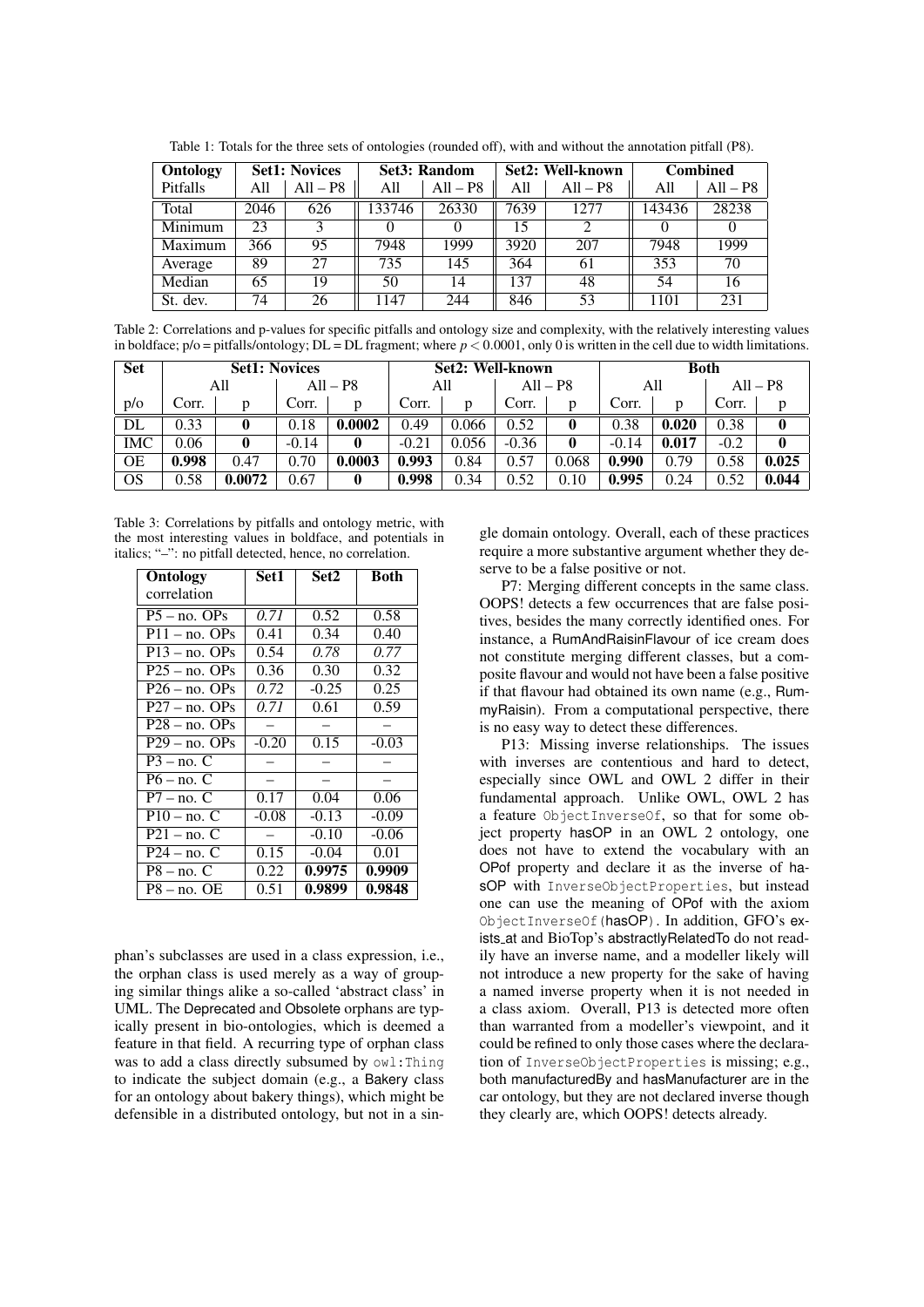Table 1: Totals for the three sets of ontologies (rounded off), with and without the annotation pitfall (P8).

| Ontology | Set1: Novices | | Set3: Random | | Set2: Well-known | | Combined | |
|---|---|---|---|---|---|---|---|---|
| Pitfalls | All | All – P8 | All | All – P8 | All | All – P8 | All | All – P8 |
| Total | 2046 | 626 | 133746 | 26330 | 7639 | 1277 | 143436 | 28238 |
| Minimum | 23 | 3 | 0 | 0 | 15 | 2 | 0 | 0 |
| Maximum | 366 | 95 | 7948 | 1999 | 3920 | 207 | 7948 | 1999 |
| Average | 89 | 27 | 735 | 145 | 364 | 61 | 353 | 70 |
| Median | 65 | 19 | 50 | 14 | 137 | 48 | 54 | 16 |
| St. dev. | 74 | 26 | 1147 | 244 | 846 | 53 | 1101 | 231 |

Table 2: Correlations and p-values for specific pitfalls and ontology size and complexity, with the relatively interesting values in boldface; p/o = pitfalls/ontology; DL = DL fragment; where $p < 0.0001$, only 0 is written in the cell due to width limitations.

| Set | Set1: Novices | | | | Set2: Well-known | | | | Both | | | |
|---|---|---|---|---|---|---|---|---|---|---|---|---|
| | All | | All – P8 | | All | | All – P8 | | All | | All – P8 | |
| p/o | Corr. | p | Corr. | p | Corr. | p | Corr. | p | Corr. | p | Corr. | p |
| DL | 0.33 | **0** | 0.18 | **0.0002** | 0.49 | 0.066 | 0.52 | **0** | 0.38 | **0.020** | 0.38 | **0** |
| IMC | 0.06 | **0** | -0.14 | **0** | -0.21 | 0.056 | -0.36 | **0** | -0.14 | **0.017** | -0.2 | **0** |
| OE | **0.998** | 0.47 | 0.70 | **0.0003** | **0.993** | 0.84 | 0.57 | 0.068 | **0.990** | 0.79 | 0.58 | **0.025** |
| OS | 0.58 | **0.0072** | 0.67 | **0** | **0.998** | 0.34 | 0.52 | 0.10 | **0.995** | 0.24 | 0.52 | **0.044** |

Table 3: Correlations by pitfalls and ontology metric, with the most interesting values in boldface, and potentials in italics; "–": no pitfall detected, hence, no correlation.

| Ontology correlation | Set1 | Set2 | Both |
|---|---|---|---|
| P5 – no. OPs | *0.71* | 0.52 | 0.58 |
| P11 – no. OPs | 0.41 | 0.34 | 0.40 |
| P13 – no. OPs | 0.54 | *0.78* | *0.77* |
| P25 – no. OPs | 0.36 | 0.30 | 0.32 |
| P26 – no. OPs | *0.72* | -0.25 | 0.25 |
| P27 – no. OPs | *0.71* | 0.61 | 0.59 |
| P28 – no. OPs | – | – | – |
| P29 – no. OPs | -0.20 | 0.15 | -0.03 |
| P3 – no. C | – | – | – |
| P6 – no. C | – | – | – |
| P7 – no. C | 0.17 | 0.04 | 0.06 |
| P10 – no. C | -0.08 | -0.13 | -0.09 |
| P21 – no. C | – | -0.10 | -0.06 |
| P24 – no. C | 0.15 | -0.04 | 0.01 |
| P8 – no. C | 0.22 | **0.9975** | **0.9909** |
| P8 – no. OE | 0.51 | **0.9899** | **0.9848** |

phan's subclasses are used in a class expression, i.e., the orphan class is used merely as a way of grouping similar things alike a so-called 'abstract class' in UML. The Deprecated and Obsolete orphans are typically present in bio-ontologies, which is deemed a feature in that field. A recurring type of orphan class was to add a class directly subsumed by `owl:Thing` to indicate the subject domain (e.g., a Bakery class for an ontology about bakery things), which might be defensible in a distributed ontology, but not in a single domain ontology. Overall, each of these practices require a more substantive argument whether they deserve to be a false positive or not.

P7: Merging different concepts in the same class. OOPS! detects a few occurrences that are false positives, besides the many correctly identified ones. For instance, a RumAndRaisinFlavour of ice cream does not constitute merging different classes, but a composite flavour and would not have been a false positive if that flavour had obtained its own name (e.g., RummyRaisin). From a computational perspective, there is no easy way to detect these differences.

P13: Missing inverse relationships. The issues with inverses are contentious and hard to detect, especially since OWL and OWL 2 differ in their fundamental approach. Unlike OWL, OWL 2 has a feature `ObjectInverseOf`, so that for some object property hasOP in an OWL 2 ontology, one does not have to extend the vocabulary with an OPof property and declare it as the inverse of hasOP with `InverseObjectProperties`, but instead one can use the meaning of OPof with the axiom `ObjectInverseOf(`hasOP`)`. In addition, GFO's exists_at and BioTop's abstractlyRelatedTo do not readily have an inverse name, and a modeller likely will not introduce a new property for the sake of having a named inverse property when it is not needed in a class axiom. Overall, P13 is detected more often than warranted from a modeller's viewpoint, and it could be refined to only those cases where the declaration of `InverseObjectProperties` is missing; e.g., both manufacturedBy and hasManufacturer are in the car ontology, but they are not declared inverse though they clearly are, which OOPS! detects already.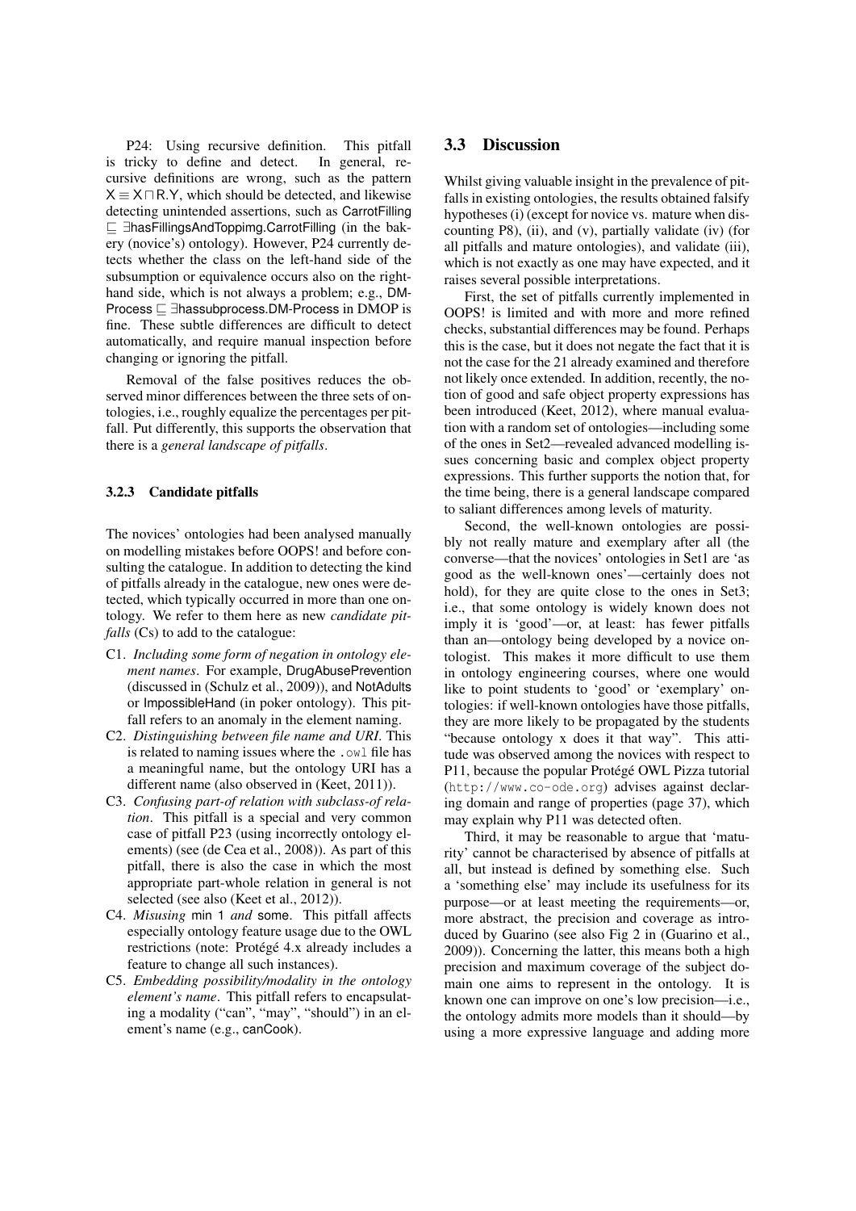P24: Using recursive definition. This pitfall is tricky to define and detect. In general, recursive definitions are wrong, such as the pattern $X \equiv X \sqcap R.Y$, which should be detected, and likewise detecting unintended assertions, such as CarrotFilling $\sqsubseteq$ ∃hasFillingsAndToppimg.CarrotFilling (in the bakery (novice's) ontology). However, P24 currently detects whether the class on the left-hand side of the subsumption or equivalence occurs also on the right-hand side, which is not always a problem; e.g., DM-Process $\sqsubseteq$ ∃hassubprocess.DM-Process in DMOP is fine. These subtle differences are difficult to detect automatically, and require manual inspection before changing or ignoring the pitfall.

Removal of the false positives reduces the observed minor differences between the three sets of ontologies, i.e., roughly equalize the percentages per pitfall. Put differently, this supports the observation that there is a *general landscape of pitfalls*.

#### 3.2.3 Candidate pitfalls

The novices' ontologies had been analysed manually on modelling mistakes before OOPS! and before consulting the catalogue. In addition to detecting the kind of pitfalls already in the catalogue, new ones were detected, which typically occurred in more than one ontology. We refer to them here as new *candidate pitfalls* (Cs) to add to the catalogue:

C1. *Including some form of negation in ontology element names*. For example, DrugAbusePrevention (discussed in (Schulz et al., 2009)), and NotAdults or ImpossibleHand (in poker ontology). This pitfall refers to an anomaly in the element naming.

C2. *Distinguishing between file name and URI*. This is related to naming issues where the `.owl` file has a meaningful name, but the ontology URI has a different name (also observed in (Keet, 2011)).

C3. *Confusing part-of relation with subclass-of relation*. This pitfall is a special and very common case of pitfall P23 (using incorrectly ontology elements) (see (de Cea et al., 2008)). As part of this pitfall, there is also the case in which the most appropriate part-whole relation in general is not selected (see also (Keet et al., 2012)).

C4. *Misusing* min 1 *and* some. This pitfall affects especially ontology feature usage due to the OWL restrictions (note: Protégé 4.x already includes a feature to change all such instances).

C5. *Embedding possibility/modality in the ontology element's name*. This pitfall refers to encapsulating a modality ("can", "may", "should") in an element's name (e.g., canCook).

## 3.3 Discussion

Whilst giving valuable insight in the prevalence of pitfalls in existing ontologies, the results obtained falsify hypotheses (i) (except for novice vs. mature when discounting P8), (ii), and (v), partially validate (iv) (for all pitfalls and mature ontologies), and validate (iii), which is not exactly as one may have expected, and it raises several possible interpretations.

First, the set of pitfalls currently implemented in OOPS! is limited and with more and more refined checks, substantial differences may be found. Perhaps this is the case, but it does not negate the fact that it is not the case for the 21 already examined and therefore not likely once extended. In addition, recently, the notion of good and safe object property expressions has been introduced (Keet, 2012), where manual evaluation with a random set of ontologies—including some of the ones in Set2—revealed advanced modelling issues concerning basic and complex object property expressions. This further supports the notion that, for the time being, there is a general landscape compared to salient differences among levels of maturity.

Second, the well-known ontologies are possibly not really mature and exemplary after all (the converse—that the novices' ontologies in Set1 are 'as good as the well-known ones'—certainly does not hold), for they are quite close to the ones in Set3; i.e., that some ontology is widely known does not imply it is 'good'—or, at least: has fewer pitfalls than an—ontology being developed by a novice ontologist. This makes it more difficult to use them in ontology engineering courses, where one would like to point students to 'good' or 'exemplary' ontologies: if well-known ontologies have those pitfalls, they are more likely to be propagated by the students "because ontology x does it that way". This attitude was observed among the novices with respect to P11, because the popular Protégé OWL Pizza tutorial (`http://www.co-ode.org`) advises against declaring domain and range of properties (page 37), which may explain why P11 was detected often.

Third, it may be reasonable to argue that 'maturity' cannot be characterised by absence of pitfalls at all, but instead is defined by something else. Such a 'something else' may include its usefulness for its purpose—or at least meeting the requirements—or, more abstract, the precision and coverage as introduced by Guarino (see also Fig 2 in (Guarino et al., 2009)). Concerning the latter, this means both a high precision and maximum coverage of the subject domain one aims to represent in the ontology. It is known one can improve on one's low precision—i.e., the ontology admits more models than it should—by using a more expressive language and adding more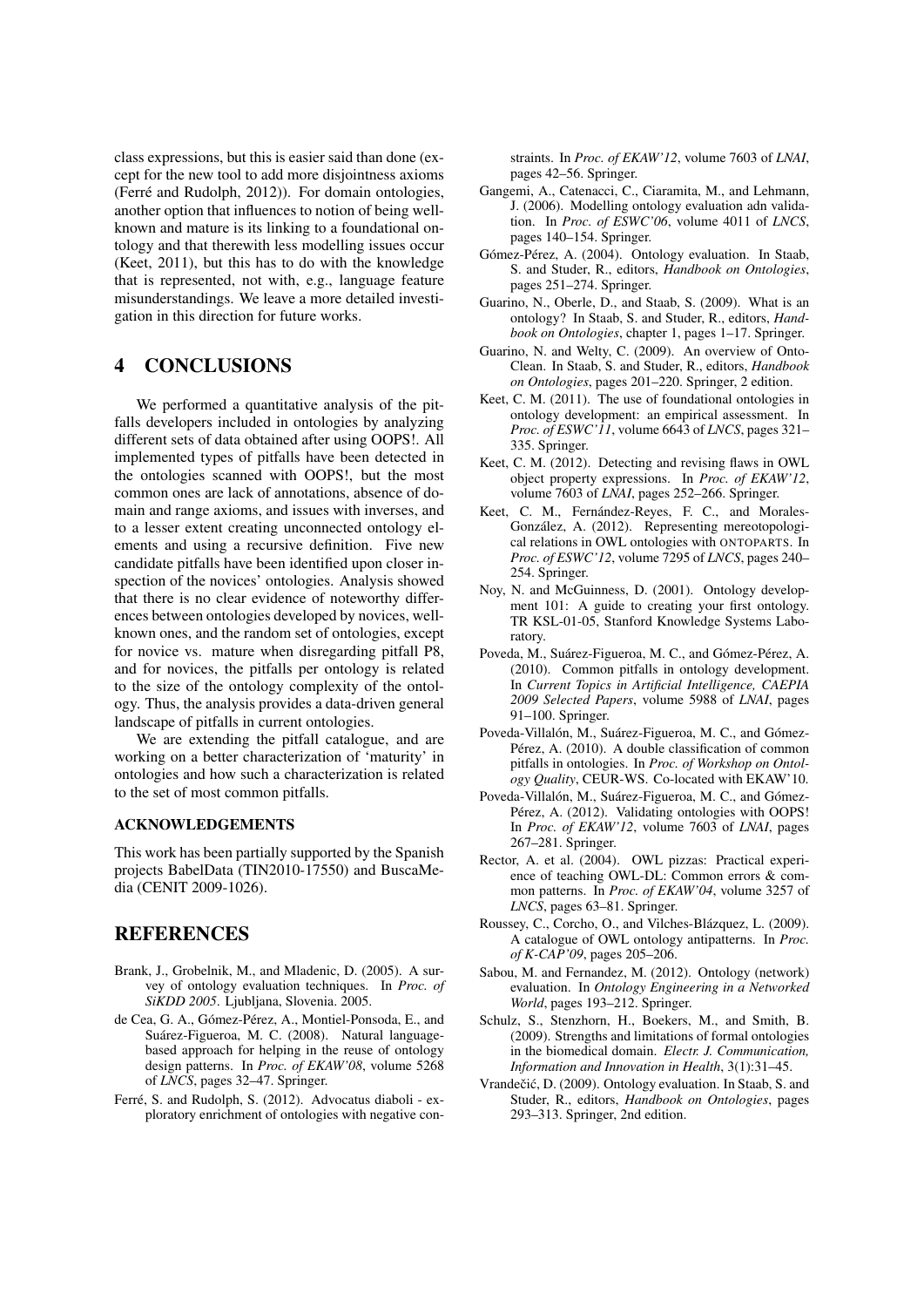class expressions, but this is easier said than done (except for the new tool to add more disjointness axioms (Ferré and Rudolph, 2012)). For domain ontologies, another option that influences to notion of being well-known and mature is its linking to a foundational ontology and that therewith less modelling issues occur (Keet, 2011), but this has to do with the knowledge that is represented, not with, e.g., language feature misunderstandings. We leave a more detailed investigation in this direction for future works.

# 4 CONCLUSIONS

We performed a quantitative analysis of the pitfalls developers included in ontologies by analyzing different sets of data obtained after using OOPS!. All implemented types of pitfalls have been detected in the ontologies scanned with OOPS!, but the most common ones are lack of annotations, absence of domain and range axioms, and issues with inverses, and to a lesser extent creating unconnected ontology elements and using a recursive definition. Five new candidate pitfalls have been identified upon closer inspection of the novices' ontologies. Analysis showed that there is no clear evidence of noteworthy differences between ontologies developed by novices, well-known ones, and the random set of ontologies, except for novice vs. mature when disregarding pitfall P8, and for novices, the pitfalls per ontology is related to the size of the ontology complexity of the ontology. Thus, the analysis provides a data-driven general landscape of pitfalls in current ontologies.

We are extending the pitfall catalogue, and are working on a better characterization of 'maturity' in ontologies and how such a characterization is related to the set of most common pitfalls.

## ACKNOWLEDGEMENTS

This work has been partially supported by the Spanish projects BabelData (TIN2010-17550) and BuscaMedia (CENIT 2009-1026).

# REFERENCES

Brank, J., Grobelnik, M., and Mladenic, D. (2005). A survey of ontology evaluation techniques. In *Proc. of SiKDD 2005*. Ljubljana, Slovenia. 2005.

de Cea, G. A., Gómez-Pérez, A., Montiel-Ponsoda, E., and Suárez-Figueroa, M. C. (2008). Natural language-based approach for helping in the reuse of ontology design patterns. In *Proc. of EKAW'08*, volume 5268 of *LNCS*, pages 32–47. Springer.

Ferré, S. and Rudolph, S. (2012). Advocatus diaboli - exploratory enrichment of ontologies with negative constraints. In *Proc. of EKAW'12*, volume 7603 of *LNAI*, pages 42–56. Springer.

Gangemi, A., Catenacci, C., Ciaramita, M., and Lehmann, J. (2006). Modelling ontology evaluation adn validation. In *Proc. of ESWC'06*, volume 4011 of *LNCS*, pages 140–154. Springer.

Gómez-Pérez, A. (2004). Ontology evaluation. In Staab, S. and Studer, R., editors, *Handbook on Ontologies*, pages 251–274. Springer.

Guarino, N., Oberle, D., and Staab, S. (2009). What is an ontology? In Staab, S. and Studer, R., editors, *Handbook on Ontologies*, chapter 1, pages 1–17. Springer.

Guarino, N. and Welty, C. (2009). An overview of OntoClean. In Staab, S. and Studer, R., editors, *Handbook on Ontologies*, pages 201–220. Springer, 2 edition.

Keet, C. M. (2011). The use of foundational ontologies in ontology development: an empirical assessment. In *Proc. of ESWC'11*, volume 6643 of *LNCS*, pages 321–335. Springer.

Keet, C. M. (2012). Detecting and revising flaws in OWL object property expressions. In *Proc. of EKAW'12*, volume 7603 of *LNAI*, pages 252–266. Springer.

Keet, C. M., Fernández-Reyes, F. C., and Morales-González, A. (2012). Representing mereotopological relations in OWL ontologies with ONTOPARTS. In *Proc. of ESWC'12*, volume 7295 of *LNCS*, pages 240–254. Springer.

Noy, N. and McGuinness, D. (2001). Ontology development 101: A guide to creating your first ontology. TR KSL-01-05, Stanford Knowledge Systems Laboratory.

Poveda, M., Suárez-Figueroa, M. C., and Gómez-Pérez, A. (2010). Common pitfalls in ontology development. In *Current Topics in Artificial Intelligence, CAEPIA 2009 Selected Papers*, volume 5988 of *LNAI*, pages 91–100. Springer.

Poveda-Villalón, M., Suárez-Figueroa, M. C., and Gómez-Pérez, A. (2010). A double classification of common pitfalls in ontologies. In *Proc. of Workshop on Ontology Quality*, CEUR-WS. Co-located with EKAW'10.

Poveda-Villalón, M., Suárez-Figueroa, M. C., and Gómez-Pérez, A. (2012). Validating ontologies with OOPS! In *Proc. of EKAW'12*, volume 7603 of *LNAI*, pages 267–281. Springer.

Rector, A. et al. (2004). OWL pizzas: Practical experience of teaching OWL-DL: Common errors & common patterns. In *Proc. of EKAW'04*, volume 3257 of *LNCS*, pages 63–81. Springer.

Roussey, C., Corcho, O., and Vilches-Blázquez, L. (2009). A catalogue of OWL ontology antipatterns. In *Proc. of K-CAP'09*, pages 205–206.

Sabou, M. and Fernandez, M. (2012). Ontology (network) evaluation. In *Ontology Engineering in a Networked World*, pages 193–212. Springer.

Schulz, S., Stenzhorn, H., Boekers, M., and Smith, B. (2009). Strengths and limitations of formal ontologies in the biomedical domain. *Electr. J. Communication, Information and Innovation in Health*, 3(1):31–45.

Vrandečić, D. (2009). Ontology evaluation. In Staab, S. and Studer, R., editors, *Handbook on Ontologies*, pages 293–313. Springer, 2nd edition.